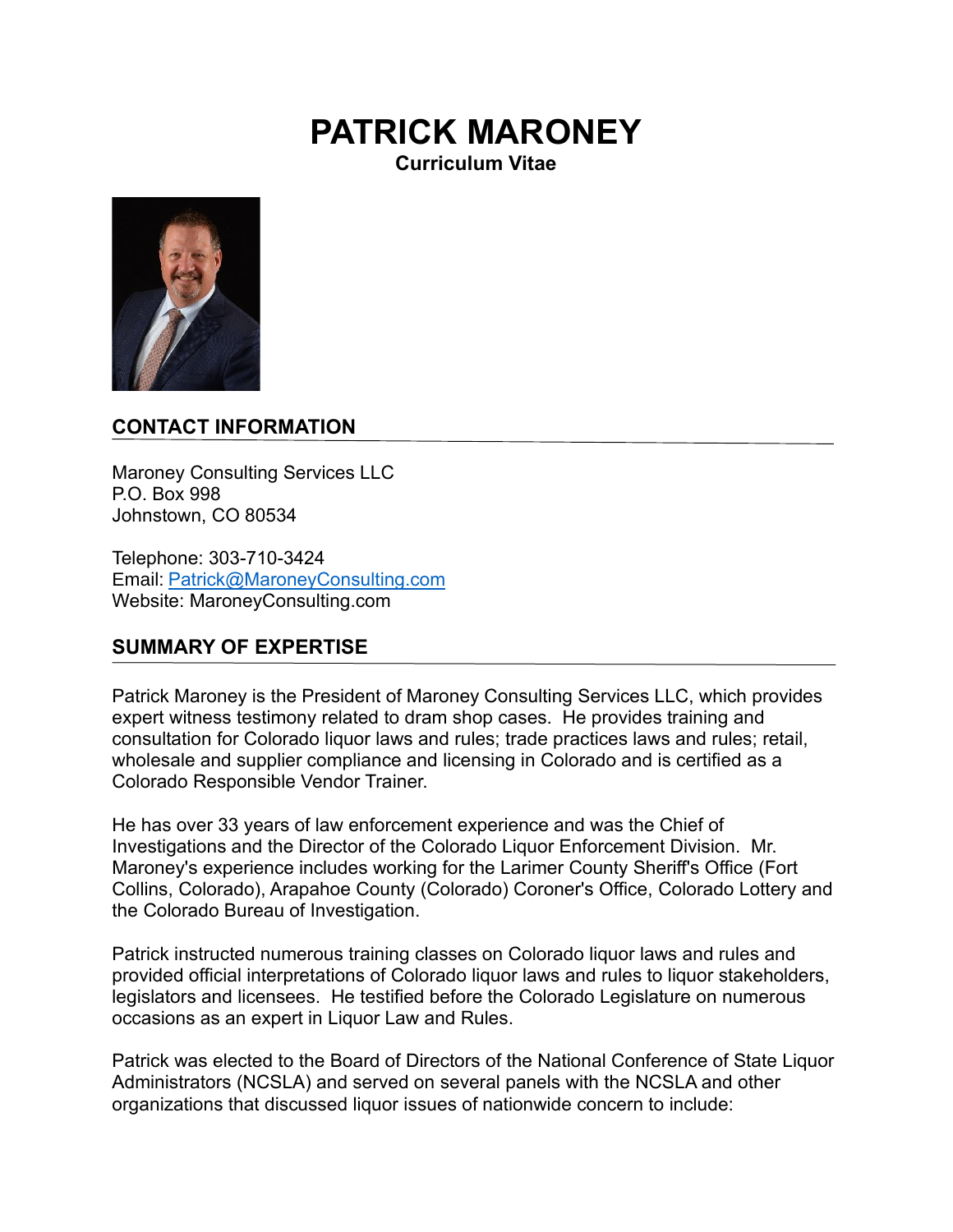# PATRICK MARONEY

**Curriculum Vitae**

## CONTACT INFORMATION

Maroney Consulting Services LLC
P.O. Box 998
Johnstown, CO 80534

Telephone: 303-710-3424
Email: Patrick@MaroneyConsulting.com
Website: MaroneyConsulting.com

## SUMMARY OF EXPERTISE

Patrick Maroney is the President of Maroney Consulting Services LLC, which provides expert witness testimony related to dram shop cases. He provides training and consultation for Colorado liquor laws and rules; trade practices laws and rules; retail, wholesale and supplier compliance and licensing in Colorado and is certified as a Colorado Responsible Vendor Trainer.

He has over 33 years of law enforcement experience and was the Chief of Investigations and the Director of the Colorado Liquor Enforcement Division. Mr. Maroney's experience includes working for the Larimer County Sheriff's Office (Fort Collins, Colorado), Arapahoe County (Colorado) Coroner's Office, Colorado Lottery and the Colorado Bureau of Investigation.

Patrick instructed numerous training classes on Colorado liquor laws and rules and provided official interpretations of Colorado liquor laws and rules to liquor stakeholders, legislators and licensees. He testified before the Colorado Legislature on numerous occasions as an expert in Liquor Law and Rules.

Patrick was elected to the Board of Directors of the National Conference of State Liquor Administrators (NCSLA) and served on several panels with the NCSLA and other organizations that discussed liquor issues of nationwide concern to include: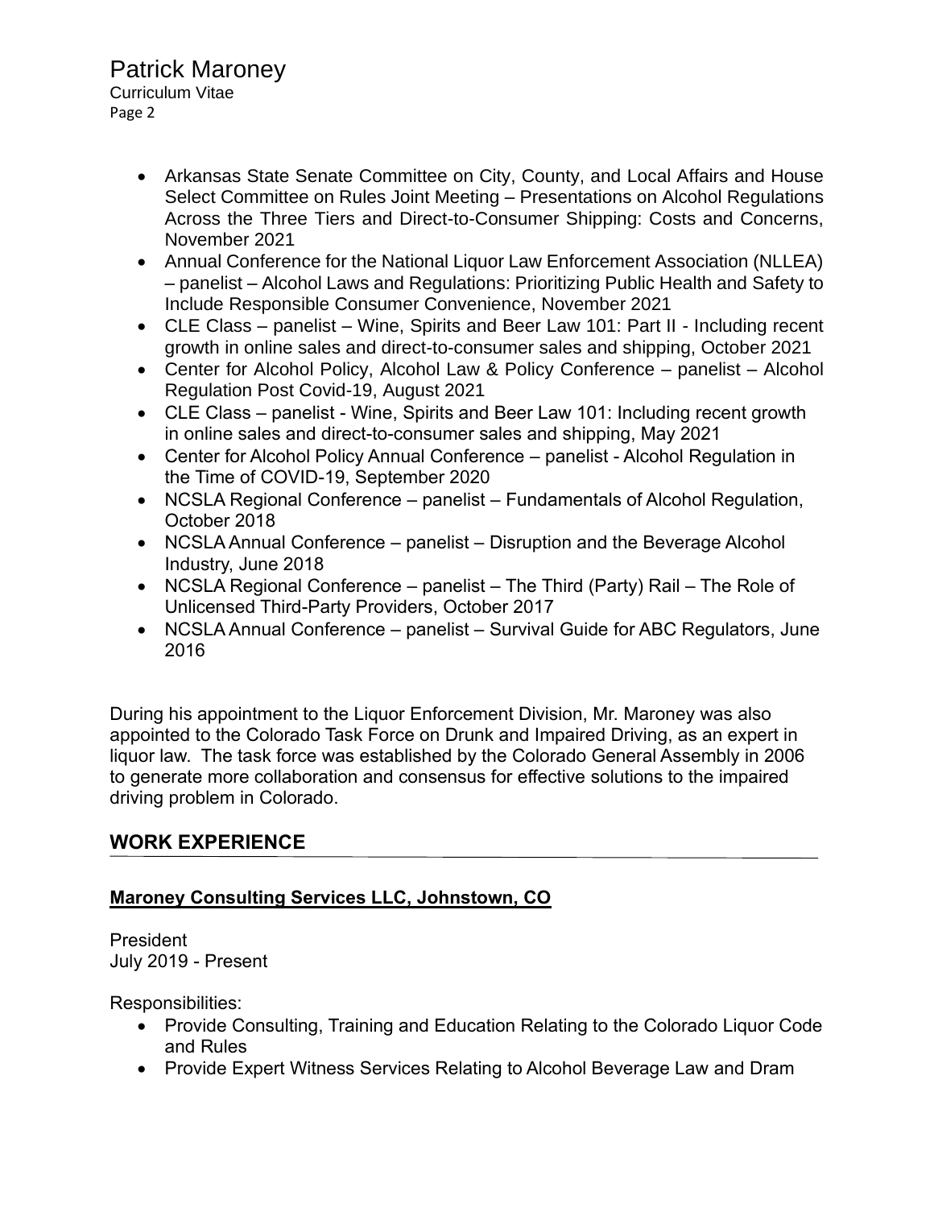- Arkansas State Senate Committee on City, County, and Local Affairs and House Select Committee on Rules Joint Meeting – Presentations on Alcohol Regulations Across the Three Tiers and Direct-to-Consumer Shipping: Costs and Concerns, November 2021
- Annual Conference for the National Liquor Law Enforcement Association (NLLEA) – panelist – Alcohol Laws and Regulations: Prioritizing Public Health and Safety to Include Responsible Consumer Convenience, November 2021
- CLE Class – panelist – Wine, Spirits and Beer Law 101: Part II - Including recent growth in online sales and direct-to-consumer sales and shipping, October 2021
- Center for Alcohol Policy, Alcohol Law & Policy Conference – panelist – Alcohol Regulation Post Covid-19, August 2021
- CLE Class – panelist - Wine, Spirits and Beer Law 101: Including recent growth in online sales and direct-to-consumer sales and shipping, May 2021
- Center for Alcohol Policy Annual Conference – panelist - Alcohol Regulation in the Time of COVID-19, September 2020
- NCSLA Regional Conference – panelist – Fundamentals of Alcohol Regulation, October 2018
- NCSLA Annual Conference – panelist – Disruption and the Beverage Alcohol Industry, June 2018
- NCSLA Regional Conference – panelist – The Third (Party) Rail – The Role of Unlicensed Third-Party Providers, October 2017
- NCSLA Annual Conference – panelist – Survival Guide for ABC Regulators, June 2016

During his appointment to the Liquor Enforcement Division, Mr. Maroney was also appointed to the Colorado Task Force on Drunk and Impaired Driving, as an expert in liquor law. The task force was established by the Colorado General Assembly in 2006 to generate more collaboration and consensus for effective solutions to the impaired driving problem in Colorado.

## WORK EXPERIENCE

**Maroney Consulting Services LLC, Johnstown, CO**

President
July 2019 - Present

Responsibilities:

- Provide Consulting, Training and Education Relating to the Colorado Liquor Code and Rules
- Provide Expert Witness Services Relating to Alcohol Beverage Law and Dram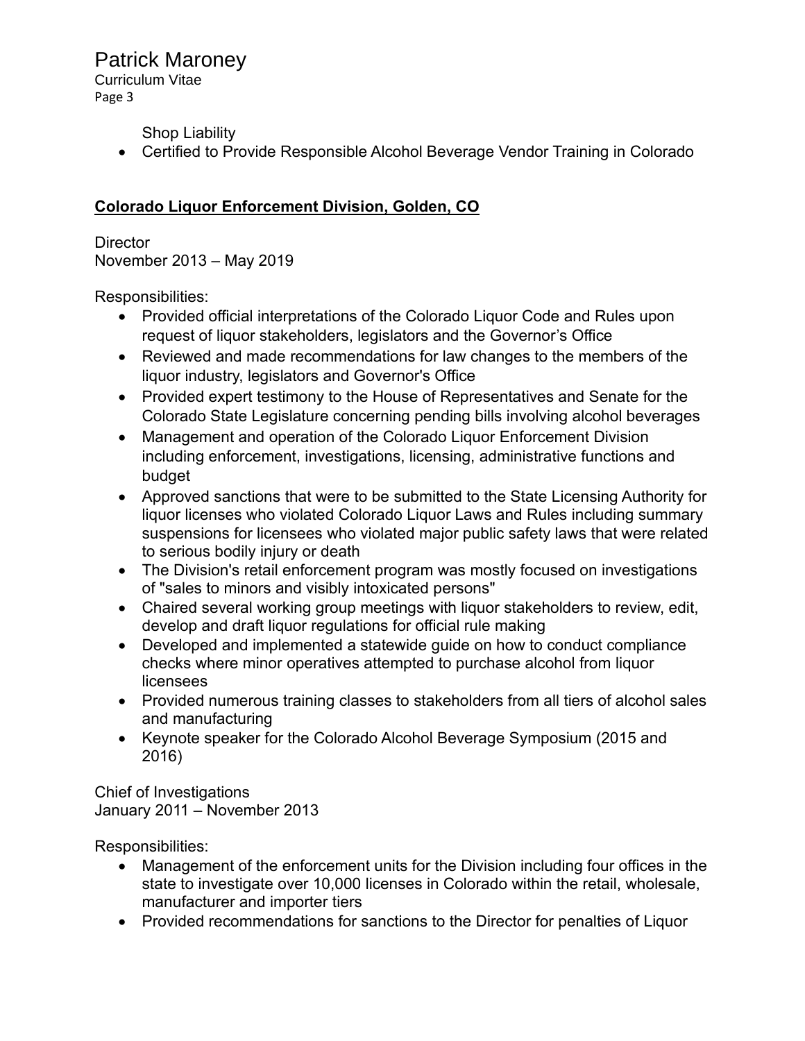Shop Liability

- Certified to Provide Responsible Alcohol Beverage Vendor Training in Colorado

## **Colorado Liquor Enforcement Division, Golden, CO**

Director
November 2013 – May 2019

Responsibilities:

- Provided official interpretations of the Colorado Liquor Code and Rules upon request of liquor stakeholders, legislators and the Governor's Office
- Reviewed and made recommendations for law changes to the members of the liquor industry, legislators and Governor's Office
- Provided expert testimony to the House of Representatives and Senate for the Colorado State Legislature concerning pending bills involving alcohol beverages
- Management and operation of the Colorado Liquor Enforcement Division including enforcement, investigations, licensing, administrative functions and budget
- Approved sanctions that were to be submitted to the State Licensing Authority for liquor licenses who violated Colorado Liquor Laws and Rules including summary suspensions for licensees who violated major public safety laws that were related to serious bodily injury or death
- The Division's retail enforcement program was mostly focused on investigations of "sales to minors and visibly intoxicated persons"
- Chaired several working group meetings with liquor stakeholders to review, edit, develop and draft liquor regulations for official rule making
- Developed and implemented a statewide guide on how to conduct compliance checks where minor operatives attempted to purchase alcohol from liquor licensees
- Provided numerous training classes to stakeholders from all tiers of alcohol sales and manufacturing
- Keynote speaker for the Colorado Alcohol Beverage Symposium (2015 and 2016)

Chief of Investigations
January 2011 – November 2013

Responsibilities:

- Management of the enforcement units for the Division including four offices in the state to investigate over 10,000 licenses in Colorado within the retail, wholesale, manufacturer and importer tiers
- Provided recommendations for sanctions to the Director for penalties of Liquor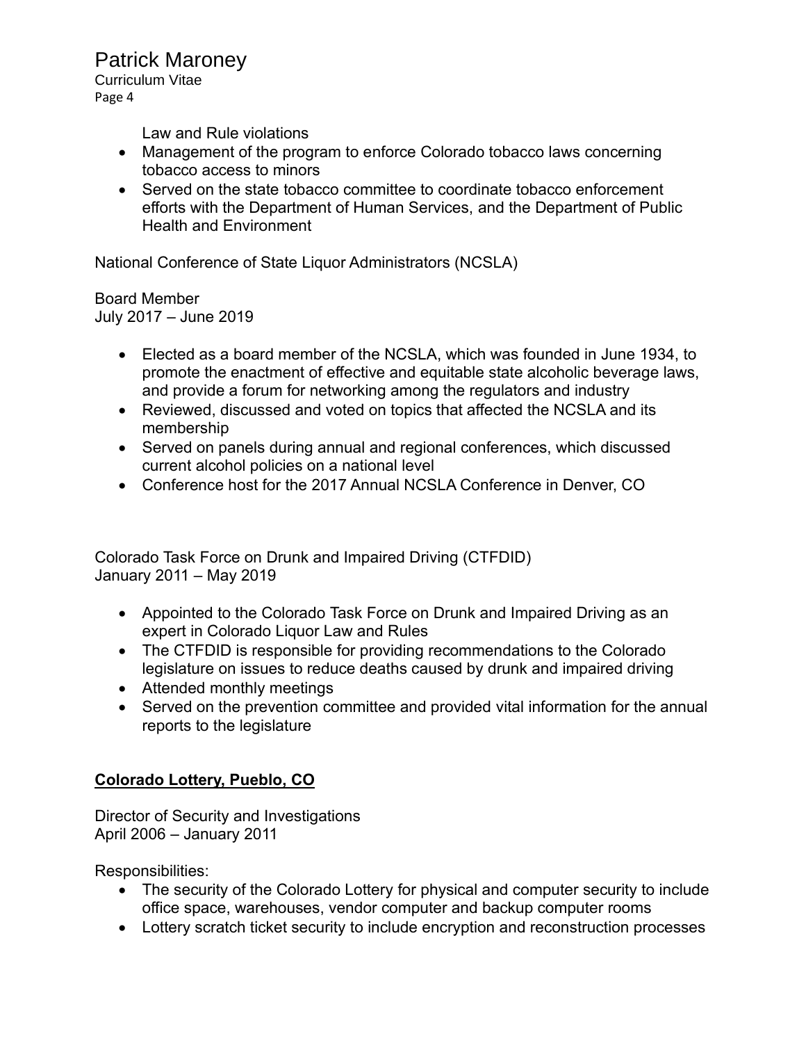Law and Rule violations

- Management of the program to enforce Colorado tobacco laws concerning tobacco access to minors
- Served on the state tobacco committee to coordinate tobacco enforcement efforts with the Department of Human Services, and the Department of Public Health and Environment

National Conference of State Liquor Administrators (NCSLA)

Board Member
July 2017 – June 2019

- Elected as a board member of the NCSLA, which was founded in June 1934, to promote the enactment of effective and equitable state alcoholic beverage laws, and provide a forum for networking among the regulators and industry
- Reviewed, discussed and voted on topics that affected the NCSLA and its membership
- Served on panels during annual and regional conferences, which discussed current alcohol policies on a national level
- Conference host for the 2017 Annual NCSLA Conference in Denver, CO

Colorado Task Force on Drunk and Impaired Driving (CTFDID)
January 2011 – May 2019

- Appointed to the Colorado Task Force on Drunk and Impaired Driving as an expert in Colorado Liquor Law and Rules
- The CTFDID is responsible for providing recommendations to the Colorado legislature on issues to reduce deaths caused by drunk and impaired driving
- Attended monthly meetings
- Served on the prevention committee and provided vital information for the annual reports to the legislature

**<u>Colorado Lottery, Pueblo, CO</u>**

Director of Security and Investigations
April 2006 – January 2011

Responsibilities:

- The security of the Colorado Lottery for physical and computer security to include office space, warehouses, vendor computer and backup computer rooms
- Lottery scratch ticket security to include encryption and reconstruction processes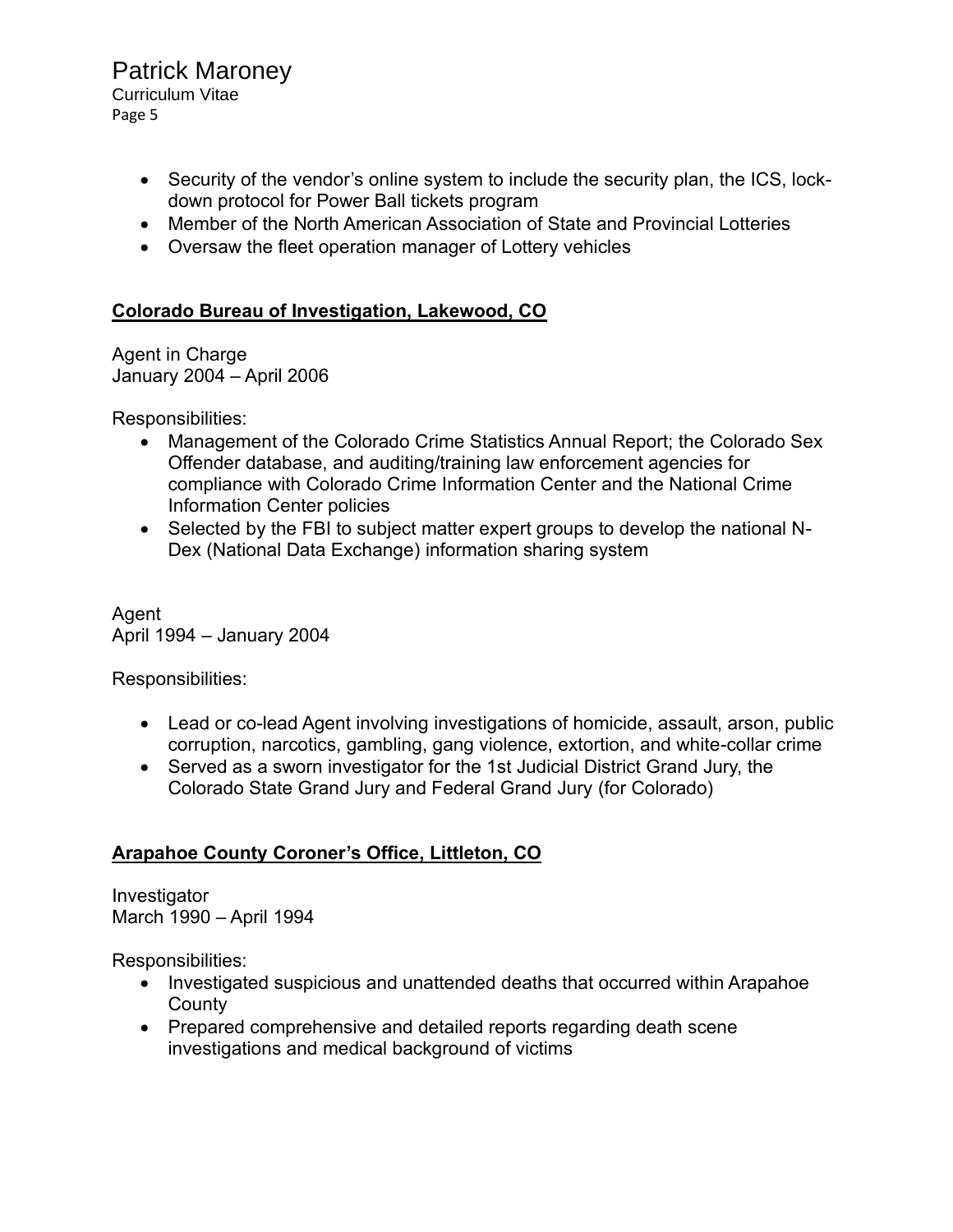- Security of the vendor's online system to include the security plan, the ICS, lock-down protocol for Power Ball tickets program
- Member of the North American Association of State and Provincial Lotteries
- Oversaw the fleet operation manager of Lottery vehicles

**<u>Colorado Bureau of Investigation, Lakewood, CO</u>**

Agent in Charge
January 2004 – April 2006

Responsibilities:

- Management of the Colorado Crime Statistics Annual Report; the Colorado Sex Offender database, and auditing/training law enforcement agencies for compliance with Colorado Crime Information Center and the National Crime Information Center policies
- Selected by the FBI to subject matter expert groups to develop the national N-Dex (National Data Exchange) information sharing system

Agent
April 1994 – January 2004

Responsibilities:

- Lead or co-lead Agent involving investigations of homicide, assault, arson, public corruption, narcotics, gambling, gang violence, extortion, and white-collar crime
- Served as a sworn investigator for the 1st Judicial District Grand Jury, the Colorado State Grand Jury and Federal Grand Jury (for Colorado)

**<u>Arapahoe County Coroner's Office, Littleton, CO</u>**

Investigator
March 1990 – April 1994

Responsibilities:

- Investigated suspicious and unattended deaths that occurred within Arapahoe County
- Prepared comprehensive and detailed reports regarding death scene investigations and medical background of victims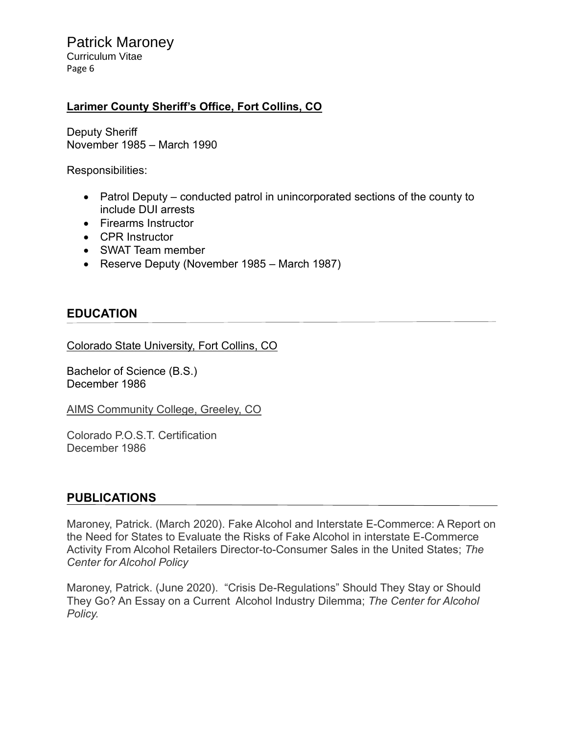**Larimer County Sheriff's Office, Fort Collins, CO**

Deputy Sheriff
November 1985 – March 1990

Responsibilities:

- Patrol Deputy – conducted patrol in unincorporated sections of the county to include DUI arrests
- Firearms Instructor
- CPR Instructor
- SWAT Team member
- Reserve Deputy (November 1985 – March 1987)

## EDUCATION

Colorado State University, Fort Collins, CO

Bachelor of Science (B.S.)
December 1986

AIMS Community College, Greeley, CO

Colorado P.O.S.T. Certification
December 1986

## PUBLICATIONS

Maroney, Patrick. (March 2020). Fake Alcohol and Interstate E-Commerce: A Report on the Need for States to Evaluate the Risks of Fake Alcohol in interstate E-Commerce Activity From Alcohol Retailers Director-to-Consumer Sales in the United States; *The Center for Alcohol Policy*

Maroney, Patrick. (June 2020). "Crisis De-Regulations" Should They Stay or Should They Go? An Essay on a Current Alcohol Industry Dilemma; *The Center for Alcohol Policy.*